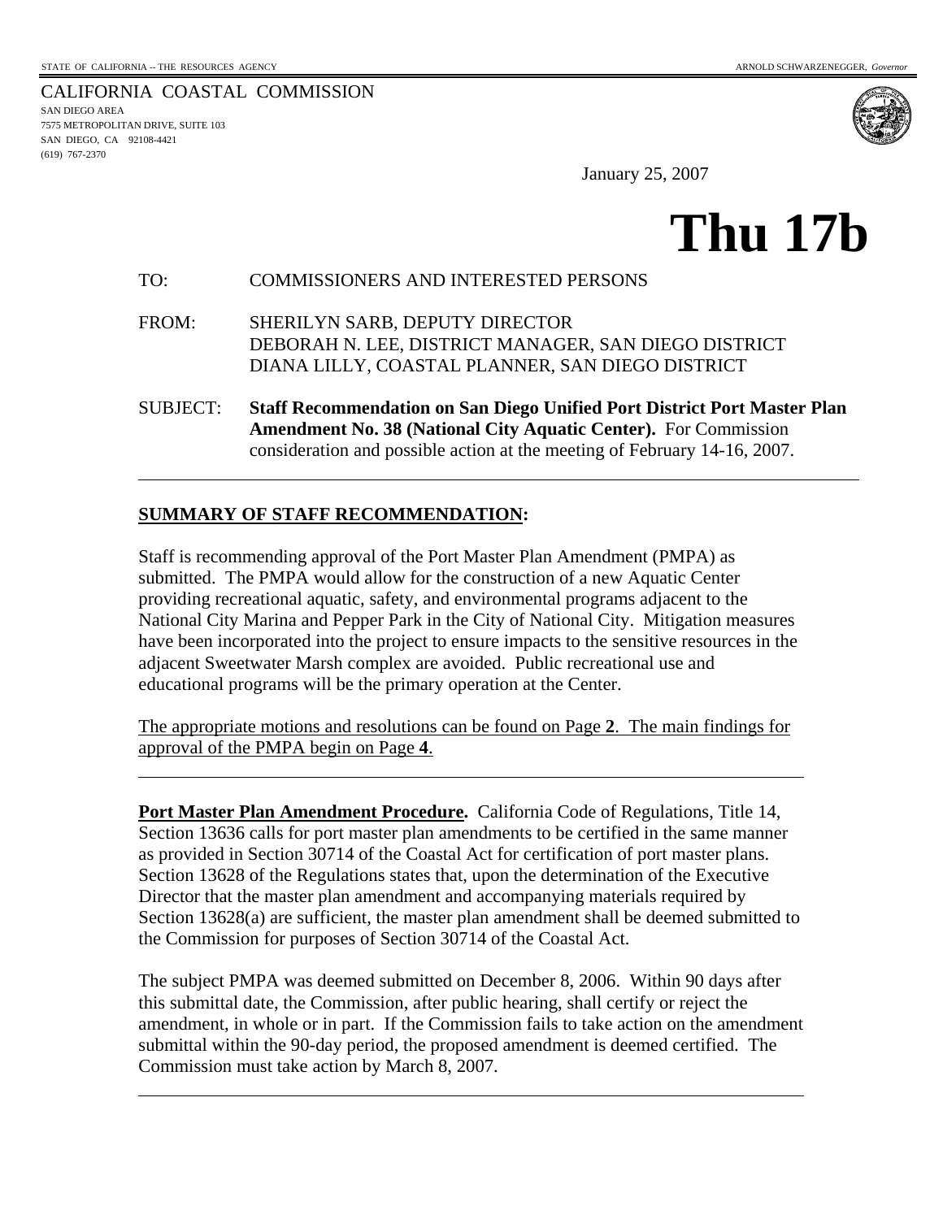STATE OF CALIFORNIA -- THE RESOURCES AGENCY ARNOLD SCHWARZENEGGER, *Governor*

CALIFORNIA COASTAL COMMISSION
SAN DIEGO AREA
7575 METROPOLITAN DRIVE, SUITE 103
SAN DIEGO, CA 92108-4421
(619) 767-2370

January 25, 2007

# Thu 17b

TO: COMMISSIONERS AND INTERESTED PERSONS

FROM: SHERILYN SARB, DEPUTY DIRECTOR
DEBORAH N. LEE, DISTRICT MANAGER, SAN DIEGO DISTRICT
DIANA LILLY, COASTAL PLANNER, SAN DIEGO DISTRICT

SUBJECT: **Staff Recommendation on San Diego Unified Port District Port Master Plan Amendment No. 38 (National City Aquatic Center).** For Commission consideration and possible action at the meeting of February 14-16, 2007.

---

**SUMMARY OF STAFF RECOMMENDATION:**

Staff is recommending approval of the Port Master Plan Amendment (PMPA) as submitted. The PMPA would allow for the construction of a new Aquatic Center providing recreational aquatic, safety, and environmental programs adjacent to the National City Marina and Pepper Park in the City of National City. Mitigation measures have been incorporated into the project to ensure impacts to the sensitive resources in the adjacent Sweetwater Marsh complex are avoided. Public recreational use and educational programs will be the primary operation at the Center.

The appropriate motions and resolutions can be found on Page **2**. The main findings for approval of the PMPA begin on Page **4**.

---

**Port Master Plan Amendment Procedure.** California Code of Regulations, Title 14, Section 13636 calls for port master plan amendments to be certified in the same manner as provided in Section 30714 of the Coastal Act for certification of port master plans. Section 13628 of the Regulations states that, upon the determination of the Executive Director that the master plan amendment and accompanying materials required by Section 13628(a) are sufficient, the master plan amendment shall be deemed submitted to the Commission for purposes of Section 30714 of the Coastal Act.

The subject PMPA was deemed submitted on December 8, 2006. Within 90 days after this submittal date, the Commission, after public hearing, shall certify or reject the amendment, in whole or in part. If the Commission fails to take action on the amendment submittal within the 90-day period, the proposed amendment is deemed certified. The Commission must take action by March 8, 2007.

---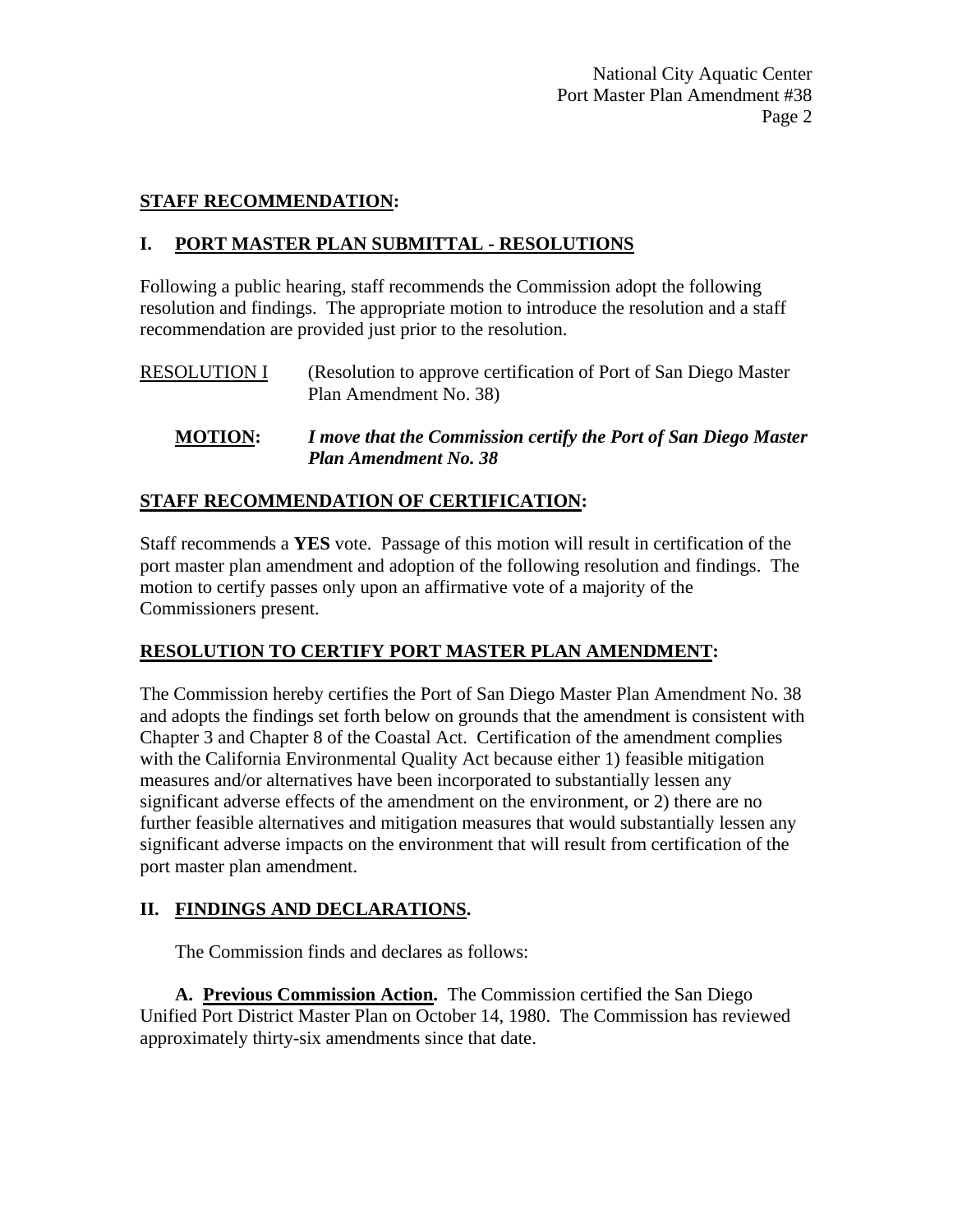## STAFF RECOMMENDATION:

### I. PORT MASTER PLAN SUBMITTAL - RESOLUTIONS

Following a public hearing, staff recommends the Commission adopt the following resolution and findings. The appropriate motion to introduce the resolution and a staff recommendation are provided just prior to the resolution.

RESOLUTION I (Resolution to approve certification of Port of San Diego Master Plan Amendment No. 38)

**MOTION:** ***I move that the Commission certify the Port of San Diego Master Plan Amendment No. 38***

## STAFF RECOMMENDATION OF CERTIFICATION:

Staff recommends a **YES** vote. Passage of this motion will result in certification of the port master plan amendment and adoption of the following resolution and findings. The motion to certify passes only upon an affirmative vote of a majority of the Commissioners present.

## RESOLUTION TO CERTIFY PORT MASTER PLAN AMENDMENT:

The Commission hereby certifies the Port of San Diego Master Plan Amendment No. 38 and adopts the findings set forth below on grounds that the amendment is consistent with Chapter 3 and Chapter 8 of the Coastal Act. Certification of the amendment complies with the California Environmental Quality Act because either 1) feasible mitigation measures and/or alternatives have been incorporated to substantially lessen any significant adverse effects of the amendment on the environment, or 2) there are no further feasible alternatives and mitigation measures that would substantially lessen any significant adverse impacts on the environment that will result from certification of the port master plan amendment.

### II. FINDINGS AND DECLARATIONS.

The Commission finds and declares as follows:

**A. Previous Commission Action.** The Commission certified the San Diego Unified Port District Master Plan on October 14, 1980. The Commission has reviewed approximately thirty-six amendments since that date.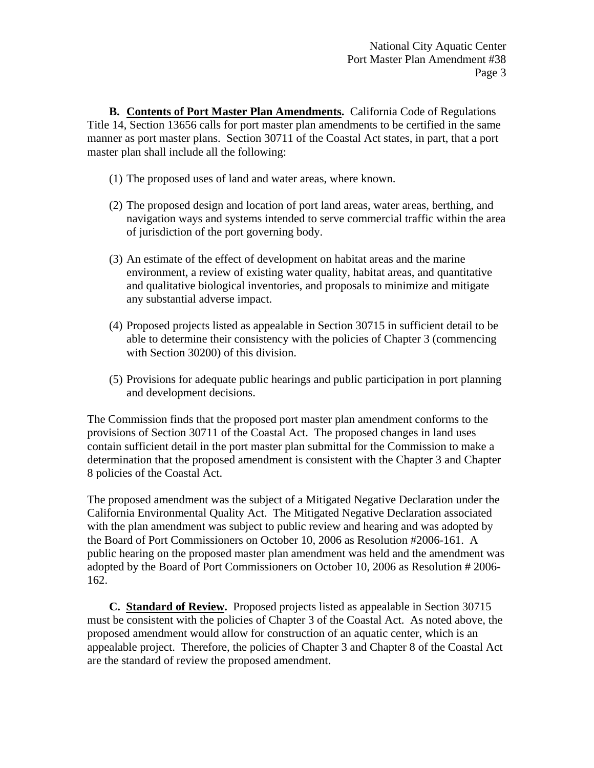**B. <u>Contents of Port Master Plan Amendments</u>.** California Code of Regulations Title 14, Section 13656 calls for port master plan amendments to be certified in the same manner as port master plans. Section 30711 of the Coastal Act states, in part, that a port master plan shall include all the following:

(1) The proposed uses of land and water areas, where known.

(2) The proposed design and location of port land areas, water areas, berthing, and navigation ways and systems intended to serve commercial traffic within the area of jurisdiction of the port governing body.

(3) An estimate of the effect of development on habitat areas and the marine environment, a review of existing water quality, habitat areas, and quantitative and qualitative biological inventories, and proposals to minimize and mitigate any substantial adverse impact.

(4) Proposed projects listed as appealable in Section 30715 in sufficient detail to be able to determine their consistency with the policies of Chapter 3 (commencing with Section 30200) of this division.

(5) Provisions for adequate public hearings and public participation in port planning and development decisions.

The Commission finds that the proposed port master plan amendment conforms to the provisions of Section 30711 of the Coastal Act. The proposed changes in land uses contain sufficient detail in the port master plan submittal for the Commission to make a determination that the proposed amendment is consistent with the Chapter 3 and Chapter 8 policies of the Coastal Act.

The proposed amendment was the subject of a Mitigated Negative Declaration under the California Environmental Quality Act. The Mitigated Negative Declaration associated with the plan amendment was subject to public review and hearing and was adopted by the Board of Port Commissioners on October 10, 2006 as Resolution #2006-161. A public hearing on the proposed master plan amendment was held and the amendment was adopted by the Board of Port Commissioners on October 10, 2006 as Resolution # 2006-162.

**C. <u>Standard of Review</u>.** Proposed projects listed as appealable in Section 30715 must be consistent with the policies of Chapter 3 of the Coastal Act. As noted above, the proposed amendment would allow for construction of an aquatic center, which is an appealable project. Therefore, the policies of Chapter 3 and Chapter 8 of the Coastal Act are the standard of review the proposed amendment.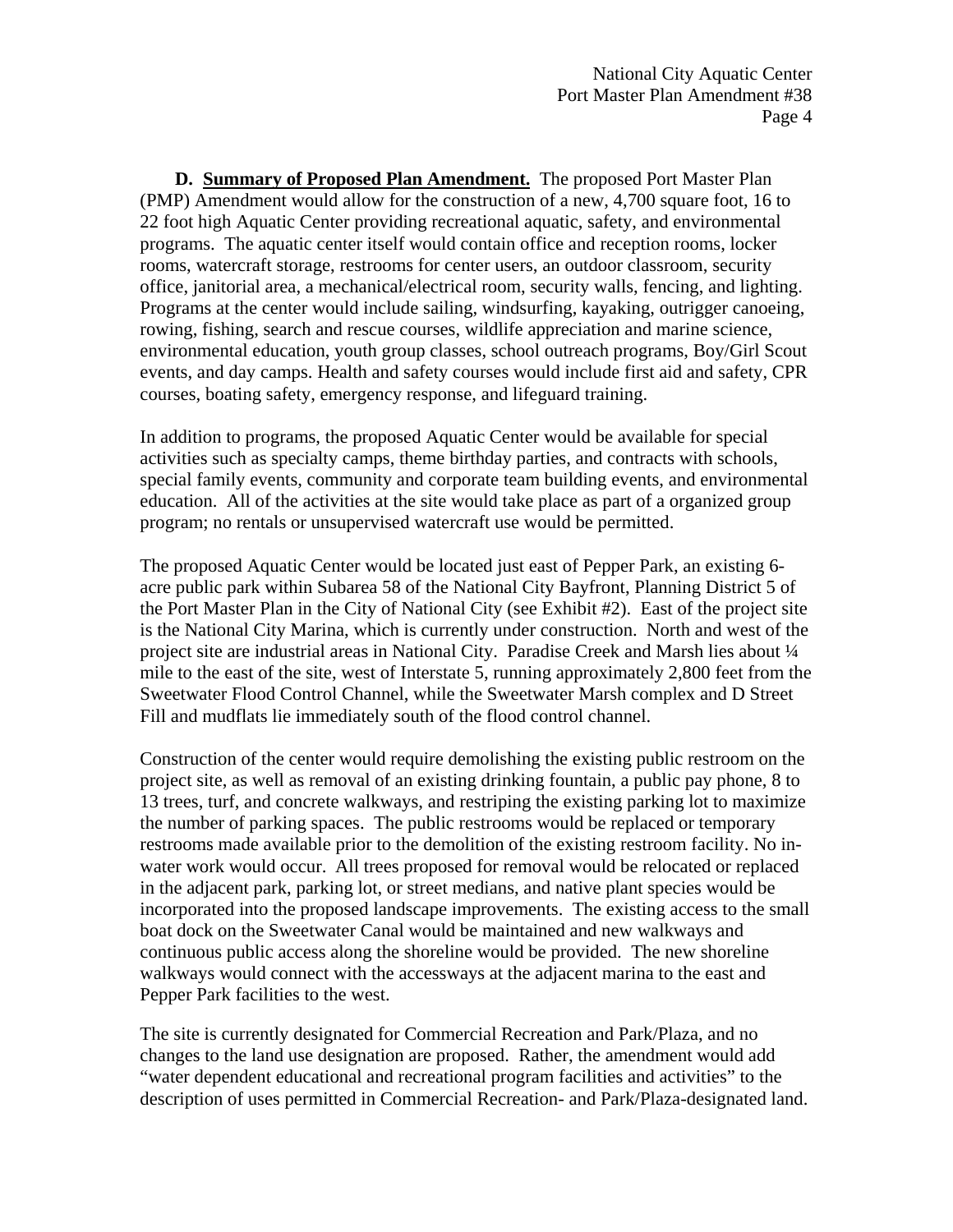**D. Summary of Proposed Plan Amendment.** The proposed Port Master Plan (PMP) Amendment would allow for the construction of a new, 4,700 square foot, 16 to 22 foot high Aquatic Center providing recreational aquatic, safety, and environmental programs. The aquatic center itself would contain office and reception rooms, locker rooms, watercraft storage, restrooms for center users, an outdoor classroom, security office, janitorial area, a mechanical/electrical room, security walls, fencing, and lighting. Programs at the center would include sailing, windsurfing, kayaking, outrigger canoeing, rowing, fishing, search and rescue courses, wildlife appreciation and marine science, environmental education, youth group classes, school outreach programs, Boy/Girl Scout events, and day camps. Health and safety courses would include first aid and safety, CPR courses, boating safety, emergency response, and lifeguard training.

In addition to programs, the proposed Aquatic Center would be available for special activities such as specialty camps, theme birthday parties, and contracts with schools, special family events, community and corporate team building events, and environmental education. All of the activities at the site would take place as part of a organized group program; no rentals or unsupervised watercraft use would be permitted.

The proposed Aquatic Center would be located just east of Pepper Park, an existing 6-acre public park within Subarea 58 of the National City Bayfront, Planning District 5 of the Port Master Plan in the City of National City (see Exhibit #2). East of the project site is the National City Marina, which is currently under construction. North and west of the project site are industrial areas in National City. Paradise Creek and Marsh lies about ¼ mile to the east of the site, west of Interstate 5, running approximately 2,800 feet from the Sweetwater Flood Control Channel, while the Sweetwater Marsh complex and D Street Fill and mudflats lie immediately south of the flood control channel.

Construction of the center would require demolishing the existing public restroom on the project site, as well as removal of an existing drinking fountain, a public pay phone, 8 to 13 trees, turf, and concrete walkways, and restriping the existing parking lot to maximize the number of parking spaces. The public restrooms would be replaced or temporary restrooms made available prior to the demolition of the existing restroom facility. No in-water work would occur. All trees proposed for removal would be relocated or replaced in the adjacent park, parking lot, or street medians, and native plant species would be incorporated into the proposed landscape improvements. The existing access to the small boat dock on the Sweetwater Canal would be maintained and new walkways and continuous public access along the shoreline would be provided. The new shoreline walkways would connect with the accessways at the adjacent marina to the east and Pepper Park facilities to the west.

The site is currently designated for Commercial Recreation and Park/Plaza, and no changes to the land use designation are proposed. Rather, the amendment would add "water dependent educational and recreational program facilities and activities" to the description of uses permitted in Commercial Recreation- and Park/Plaza-designated land.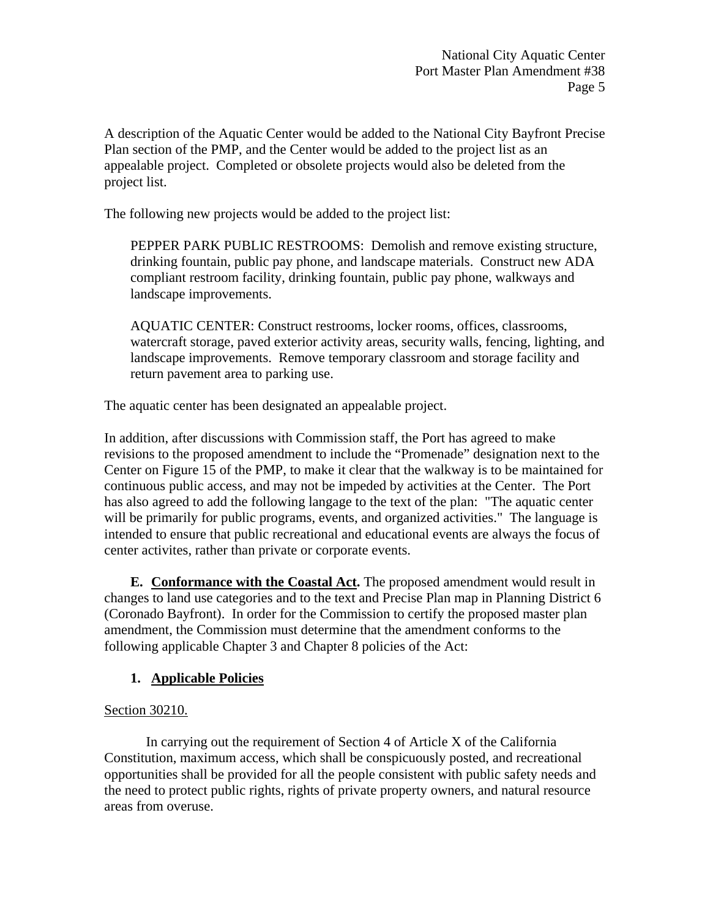A description of the Aquatic Center would be added to the National City Bayfront Precise Plan section of the PMP, and the Center would be added to the project list as an appealable project. Completed or obsolete projects would also be deleted from the project list.

The following new projects would be added to the project list:

> PEPPER PARK PUBLIC RESTROOMS: Demolish and remove existing structure, drinking fountain, public pay phone, and landscape materials. Construct new ADA compliant restroom facility, drinking fountain, public pay phone, walkways and landscape improvements.
>
> AQUATIC CENTER: Construct restrooms, locker rooms, offices, classrooms, watercraft storage, paved exterior activity areas, security walls, fencing, lighting, and landscape improvements. Remove temporary classroom and storage facility and return pavement area to parking use.

The aquatic center has been designated an appealable project.

In addition, after discussions with Commission staff, the Port has agreed to make revisions to the proposed amendment to include the "Promenade" designation next to the Center on Figure 15 of the PMP, to make it clear that the walkway is to be maintained for continuous public access, and may not be impeded by activities at the Center. The Port has also agreed to add the following langage to the text of the plan: "The aquatic center will be primarily for public programs, events, and organized activities." The language is intended to ensure that public recreational and educational events are always the focus of center activites, rather than private or corporate events.

**E. <u>Conformance with the Coastal Act</u>.** The proposed amendment would result in changes to land use categories and to the text and Precise Plan map in Planning District 6 (Coronado Bayfront). In order for the Commission to certify the proposed master plan amendment, the Commission must determine that the amendment conforms to the following applicable Chapter 3 and Chapter 8 policies of the Act:

**1. <u>Applicable Policies</u>**

<u>Section 30210.</u>

In carrying out the requirement of Section 4 of Article X of the California Constitution, maximum access, which shall be conspicuously posted, and recreational opportunities shall be provided for all the people consistent with public safety needs and the need to protect public rights, rights of private property owners, and natural resource areas from overuse.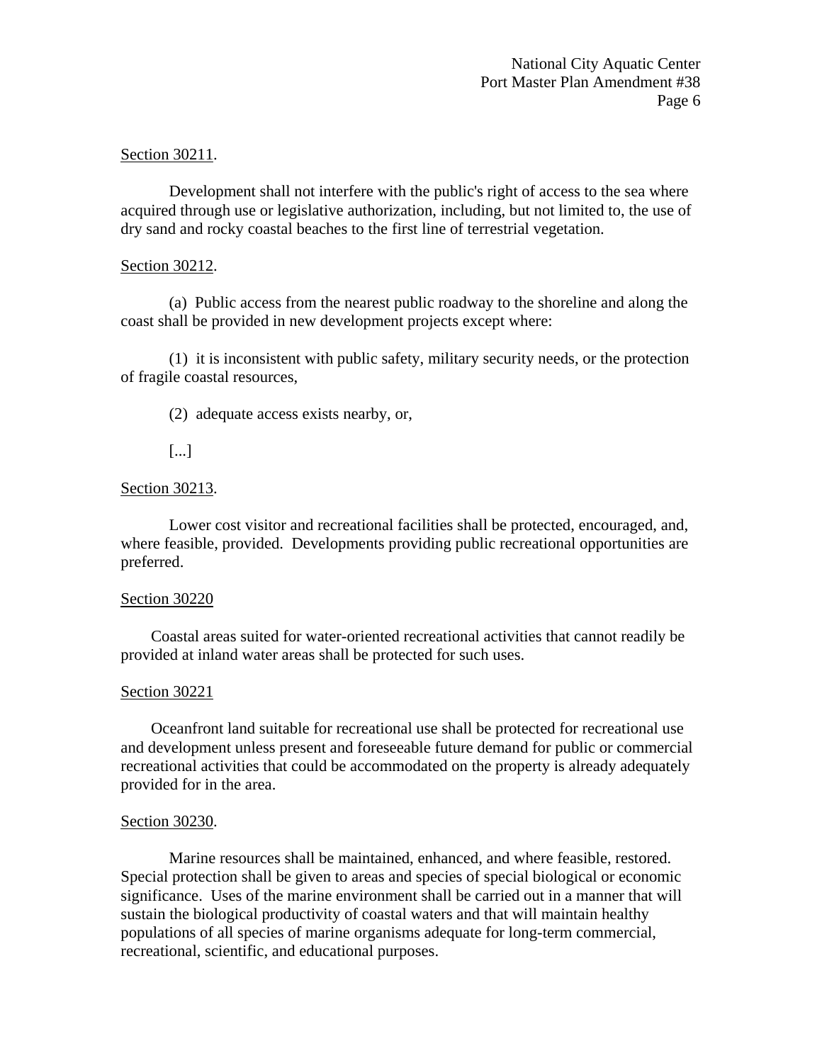<u>Section 30211</u>.

Development shall not interfere with the public's right of access to the sea where acquired through use or legislative authorization, including, but not limited to, the use of dry sand and rocky coastal beaches to the first line of terrestrial vegetation.

<u>Section 30212</u>.

(a) Public access from the nearest public roadway to the shoreline and along the coast shall be provided in new development projects except where:

(1) it is inconsistent with public safety, military security needs, or the protection of fragile coastal resources,

(2) adequate access exists nearby, or,

[...]

<u>Section 30213</u>.

Lower cost visitor and recreational facilities shall be protected, encouraged, and, where feasible, provided. Developments providing public recreational opportunities are preferred.

<u>Section 30220</u>

Coastal areas suited for water-oriented recreational activities that cannot readily be provided at inland water areas shall be protected for such uses.

<u>Section 30221</u>

Oceanfront land suitable for recreational use shall be protected for recreational use and development unless present and foreseeable future demand for public or commercial recreational activities that could be accommodated on the property is already adequately provided for in the area.

<u>Section 30230</u>.

Marine resources shall be maintained, enhanced, and where feasible, restored. Special protection shall be given to areas and species of special biological or economic significance. Uses of the marine environment shall be carried out in a manner that will sustain the biological productivity of coastal waters and that will maintain healthy populations of all species of marine organisms adequate for long-term commercial, recreational, scientific, and educational purposes.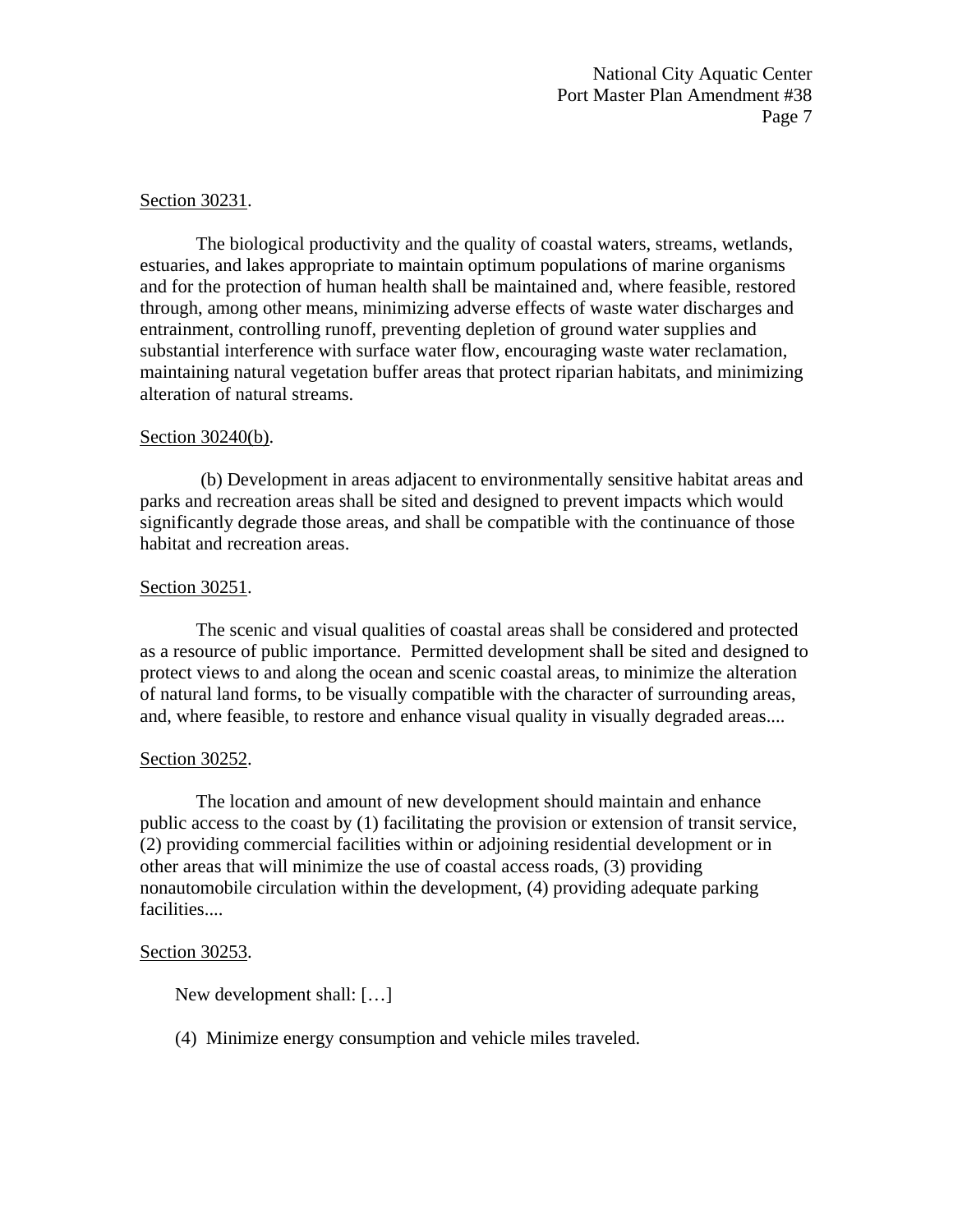Section 30231.

The biological productivity and the quality of coastal waters, streams, wetlands, estuaries, and lakes appropriate to maintain optimum populations of marine organisms and for the protection of human health shall be maintained and, where feasible, restored through, among other means, minimizing adverse effects of waste water discharges and entrainment, controlling runoff, preventing depletion of ground water supplies and substantial interference with surface water flow, encouraging waste water reclamation, maintaining natural vegetation buffer areas that protect riparian habitats, and minimizing alteration of natural streams.

Section 30240(b).

(b) Development in areas adjacent to environmentally sensitive habitat areas and parks and recreation areas shall be sited and designed to prevent impacts which would significantly degrade those areas, and shall be compatible with the continuance of those habitat and recreation areas.

Section 30251.

The scenic and visual qualities of coastal areas shall be considered and protected as a resource of public importance. Permitted development shall be sited and designed to protect views to and along the ocean and scenic coastal areas, to minimize the alteration of natural land forms, to be visually compatible with the character of surrounding areas, and, where feasible, to restore and enhance visual quality in visually degraded areas....

Section 30252.

The location and amount of new development should maintain and enhance public access to the coast by (1) facilitating the provision or extension of transit service, (2) providing commercial facilities within or adjoining residential development or in other areas that will minimize the use of coastal access roads, (3) providing nonautomobile circulation within the development, (4) providing adequate parking facilities....

Section 30253.

New development shall: […]

(4) Minimize energy consumption and vehicle miles traveled.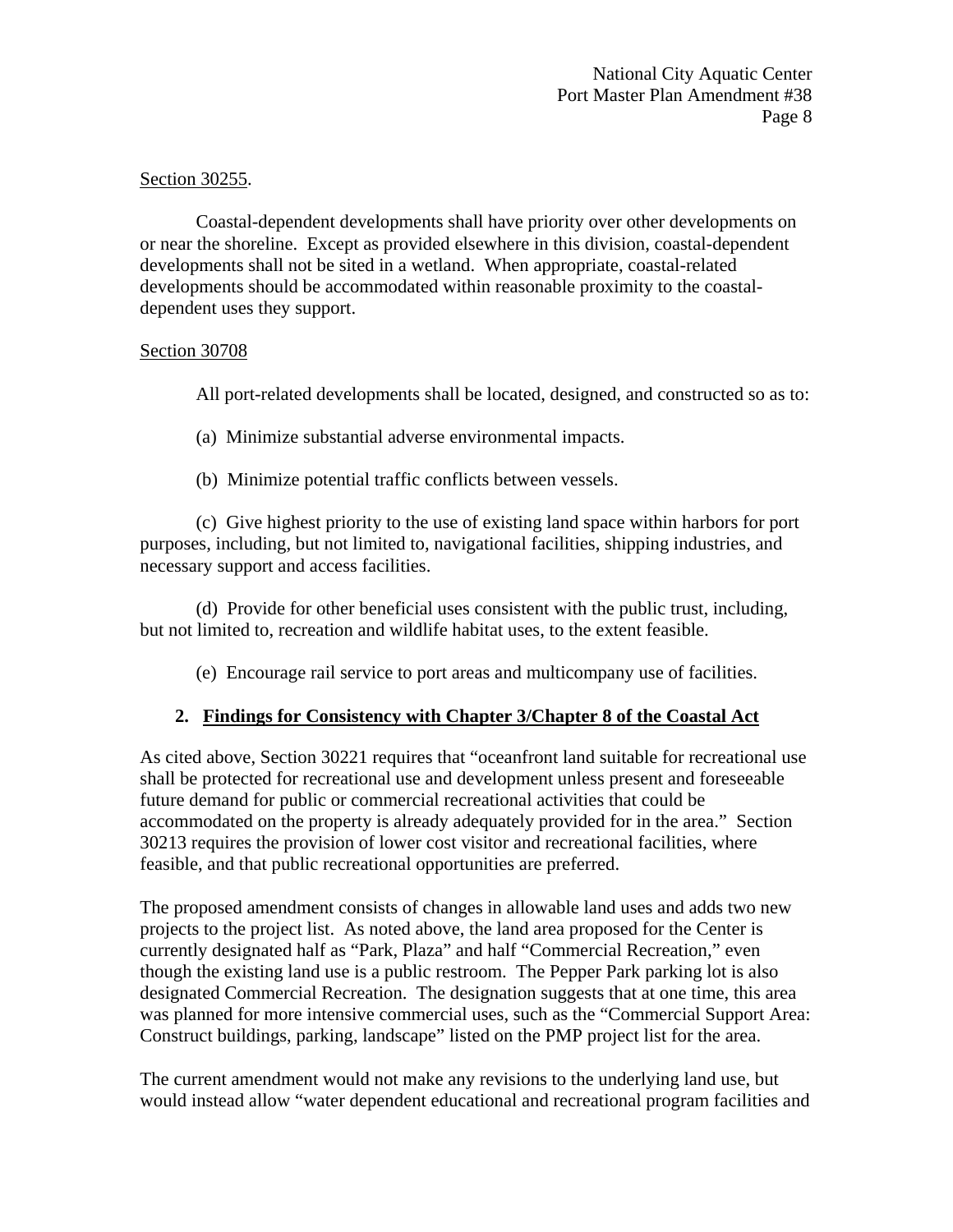Section 30255.

Coastal-dependent developments shall have priority over other developments on or near the shoreline. Except as provided elsewhere in this division, coastal-dependent developments shall not be sited in a wetland. When appropriate, coastal-related developments should be accommodated within reasonable proximity to the coastal-dependent uses they support.

Section 30708

All port-related developments shall be located, designed, and constructed so as to:

(a) Minimize substantial adverse environmental impacts.

(b) Minimize potential traffic conflicts between vessels.

(c) Give highest priority to the use of existing land space within harbors for port purposes, including, but not limited to, navigational facilities, shipping industries, and necessary support and access facilities.

(d) Provide for other beneficial uses consistent with the public trust, including, but not limited to, recreation and wildlife habitat uses, to the extent feasible.

(e) Encourage rail service to port areas and multicompany use of facilities.

**2. Findings for Consistency with Chapter 3/Chapter 8 of the Coastal Act**

As cited above, Section 30221 requires that "oceanfront land suitable for recreational use shall be protected for recreational use and development unless present and foreseeable future demand for public or commercial recreational activities that could be accommodated on the property is already adequately provided for in the area." Section 30213 requires the provision of lower cost visitor and recreational facilities, where feasible, and that public recreational opportunities are preferred.

The proposed amendment consists of changes in allowable land uses and adds two new projects to the project list. As noted above, the land area proposed for the Center is currently designated half as "Park, Plaza" and half "Commercial Recreation," even though the existing land use is a public restroom. The Pepper Park parking lot is also designated Commercial Recreation. The designation suggests that at one time, this area was planned for more intensive commercial uses, such as the "Commercial Support Area: Construct buildings, parking, landscape" listed on the PMP project list for the area.

The current amendment would not make any revisions to the underlying land use, but would instead allow "water dependent educational and recreational program facilities and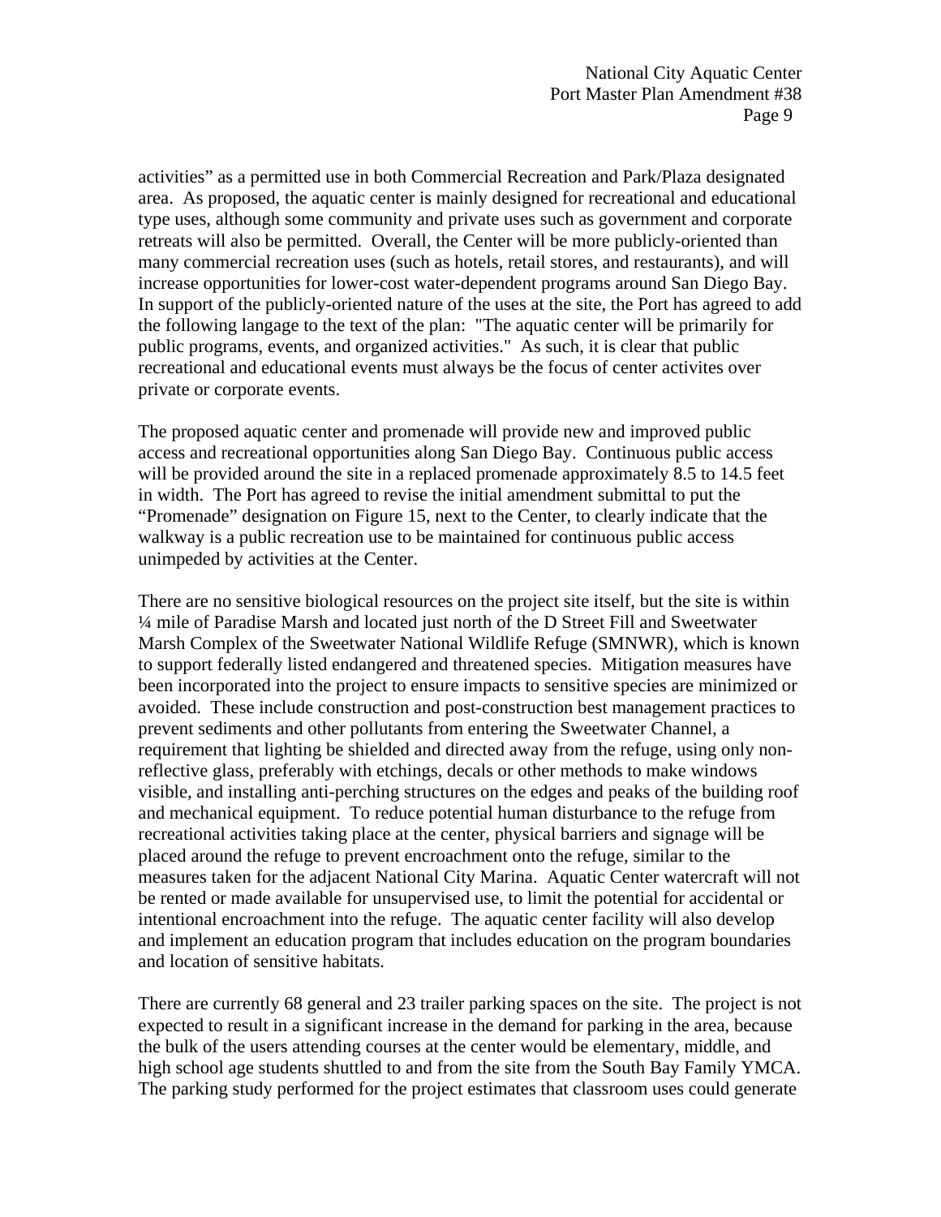activities" as a permitted use in both Commercial Recreation and Park/Plaza designated area. As proposed, the aquatic center is mainly designed for recreational and educational type uses, although some community and private uses such as government and corporate retreats will also be permitted. Overall, the Center will be more publicly-oriented than many commercial recreation uses (such as hotels, retail stores, and restaurants), and will increase opportunities for lower-cost water-dependent programs around San Diego Bay. In support of the publicly-oriented nature of the uses at the site, the Port has agreed to add the following langage to the text of the plan: "The aquatic center will be primarily for public programs, events, and organized activities." As such, it is clear that public recreational and educational events must always be the focus of center activites over private or corporate events.

The proposed aquatic center and promenade will provide new and improved public access and recreational opportunities along San Diego Bay. Continuous public access will be provided around the site in a replaced promenade approximately 8.5 to 14.5 feet in width. The Port has agreed to revise the initial amendment submittal to put the "Promenade" designation on Figure 15, next to the Center, to clearly indicate that the walkway is a public recreation use to be maintained for continuous public access unimpeded by activities at the Center.

There are no sensitive biological resources on the project site itself, but the site is within ¼ mile of Paradise Marsh and located just north of the D Street Fill and Sweetwater Marsh Complex of the Sweetwater National Wildlife Refuge (SMNWR), which is known to support federally listed endangered and threatened species. Mitigation measures have been incorporated into the project to ensure impacts to sensitive species are minimized or avoided. These include construction and post-construction best management practices to prevent sediments and other pollutants from entering the Sweetwater Channel, a requirement that lighting be shielded and directed away from the refuge, using only non-reflective glass, preferably with etchings, decals or other methods to make windows visible, and installing anti-perching structures on the edges and peaks of the building roof and mechanical equipment. To reduce potential human disturbance to the refuge from recreational activities taking place at the center, physical barriers and signage will be placed around the refuge to prevent encroachment onto the refuge, similar to the measures taken for the adjacent National City Marina. Aquatic Center watercraft will not be rented or made available for unsupervised use, to limit the potential for accidental or intentional encroachment into the refuge. The aquatic center facility will also develop and implement an education program that includes education on the program boundaries and location of sensitive habitats.

There are currently 68 general and 23 trailer parking spaces on the site. The project is not expected to result in a significant increase in the demand for parking in the area, because the bulk of the users attending courses at the center would be elementary, middle, and high school age students shuttled to and from the site from the South Bay Family YMCA. The parking study performed for the project estimates that classroom uses could generate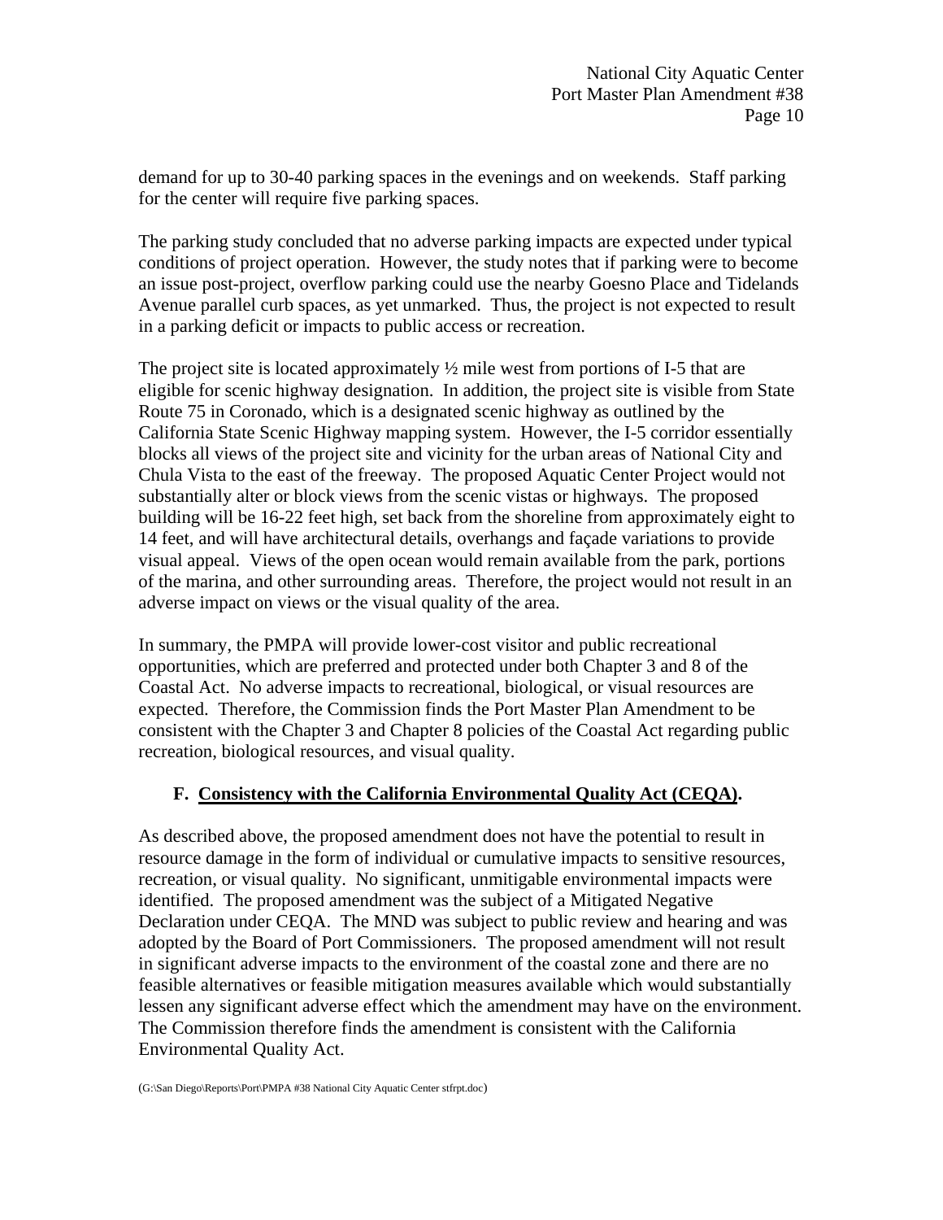demand for up to 30-40 parking spaces in the evenings and on weekends. Staff parking for the center will require five parking spaces.

The parking study concluded that no adverse parking impacts are expected under typical conditions of project operation. However, the study notes that if parking were to become an issue post-project, overflow parking could use the nearby Goesno Place and Tidelands Avenue parallel curb spaces, as yet unmarked. Thus, the project is not expected to result in a parking deficit or impacts to public access or recreation.

The project site is located approximately ½ mile west from portions of I-5 that are eligible for scenic highway designation. In addition, the project site is visible from State Route 75 in Coronado, which is a designated scenic highway as outlined by the California State Scenic Highway mapping system. However, the I-5 corridor essentially blocks all views of the project site and vicinity for the urban areas of National City and Chula Vista to the east of the freeway. The proposed Aquatic Center Project would not substantially alter or block views from the scenic vistas or highways. The proposed building will be 16-22 feet high, set back from the shoreline from approximately eight to 14 feet, and will have architectural details, overhangs and façade variations to provide visual appeal. Views of the open ocean would remain available from the park, portions of the marina, and other surrounding areas. Therefore, the project would not result in an adverse impact on views or the visual quality of the area.

In summary, the PMPA will provide lower-cost visitor and public recreational opportunities, which are preferred and protected under both Chapter 3 and 8 of the Coastal Act. No adverse impacts to recreational, biological, or visual resources are expected. Therefore, the Commission finds the Port Master Plan Amendment to be consistent with the Chapter 3 and Chapter 8 policies of the Coastal Act regarding public recreation, biological resources, and visual quality.

**F. Consistency with the California Environmental Quality Act (CEQA).**

As described above, the proposed amendment does not have the potential to result in resource damage in the form of individual or cumulative impacts to sensitive resources, recreation, or visual quality. No significant, unmitigable environmental impacts were identified. The proposed amendment was the subject of a Mitigated Negative Declaration under CEQA. The MND was subject to public review and hearing and was adopted by the Board of Port Commissioners. The proposed amendment will not result in significant adverse impacts to the environment of the coastal zone and there are no feasible alternatives or feasible mitigation measures available which would substantially lessen any significant adverse effect which the amendment may have on the environment. The Commission therefore finds the amendment is consistent with the California Environmental Quality Act.

(G:\San Diego\Reports\Port\PMPA #38 National City Aquatic Center stfrpt.doc)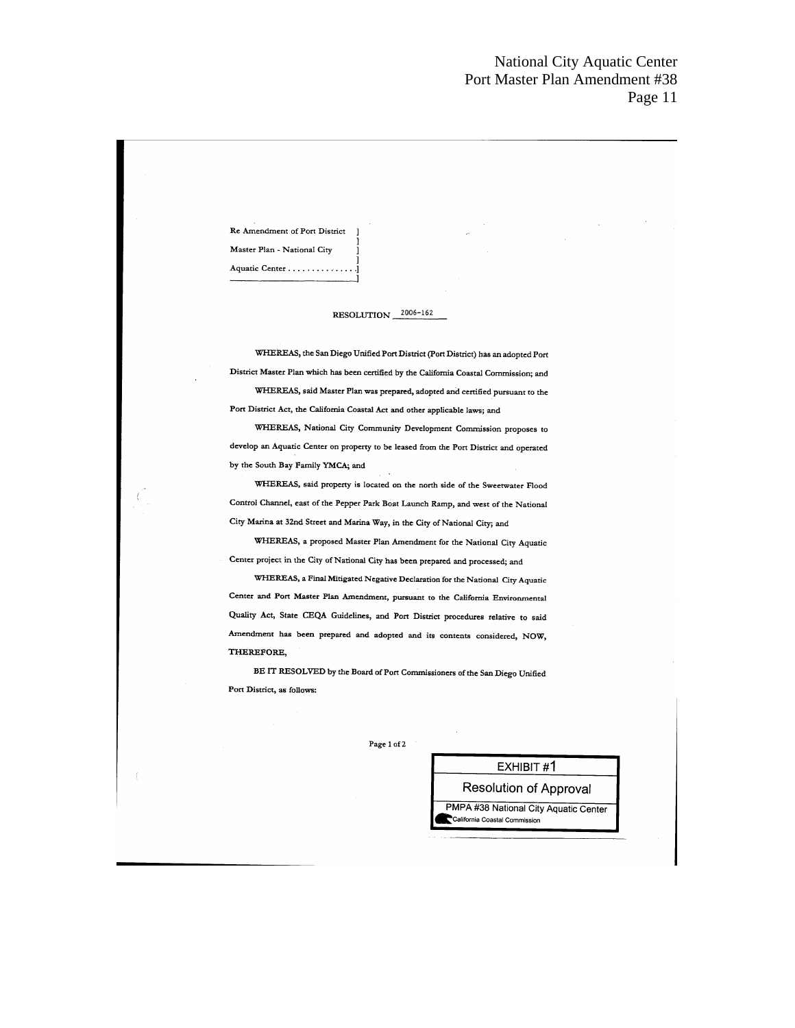Re Amendment of Port District ]
Master Plan - National City ]
Aquatic Center . . . . . . . . . . . . . .]

RESOLUTION 2006-162

WHEREAS, the San Diego Unified Port District (Port District) has an adopted Port District Master Plan which has been certified by the California Coastal Commission; and

WHEREAS, said Master Plan was prepared, adopted and certified pursuant to the Port District Act, the California Coastal Act and other applicable laws; and

WHEREAS, National City Community Development Commission proposes to develop an Aquatic Center on property to be leased from the Port District and operated by the South Bay Family YMCA; and

WHEREAS, said property is located on the north side of the Sweetwater Flood Control Channel, east of the Pepper Park Boat Launch Ramp, and west of the National City Marina at 32nd Street and Marina Way, in the City of National City; and

WHEREAS, a proposed Master Plan Amendment for the National City Aquatic Center project in the City of National City has been prepared and processed; and

WHEREAS, a Final Mitigated Negative Declaration for the National City Aquatic Center and Port Master Plan Amendment, pursuant to the California Environmental Quality Act, State CEQA Guidelines, and Port District procedures relative to said Amendment has been prepared and adopted and its contents considered, NOW, THEREFORE,

BE IT RESOLVED by the Board of Port Commissioners of the San Diego Unified Port District, as follows:

EXHIBIT #1

Resolution of Approval

PMPA #38 National City Aquatic Center

California Coastal Commission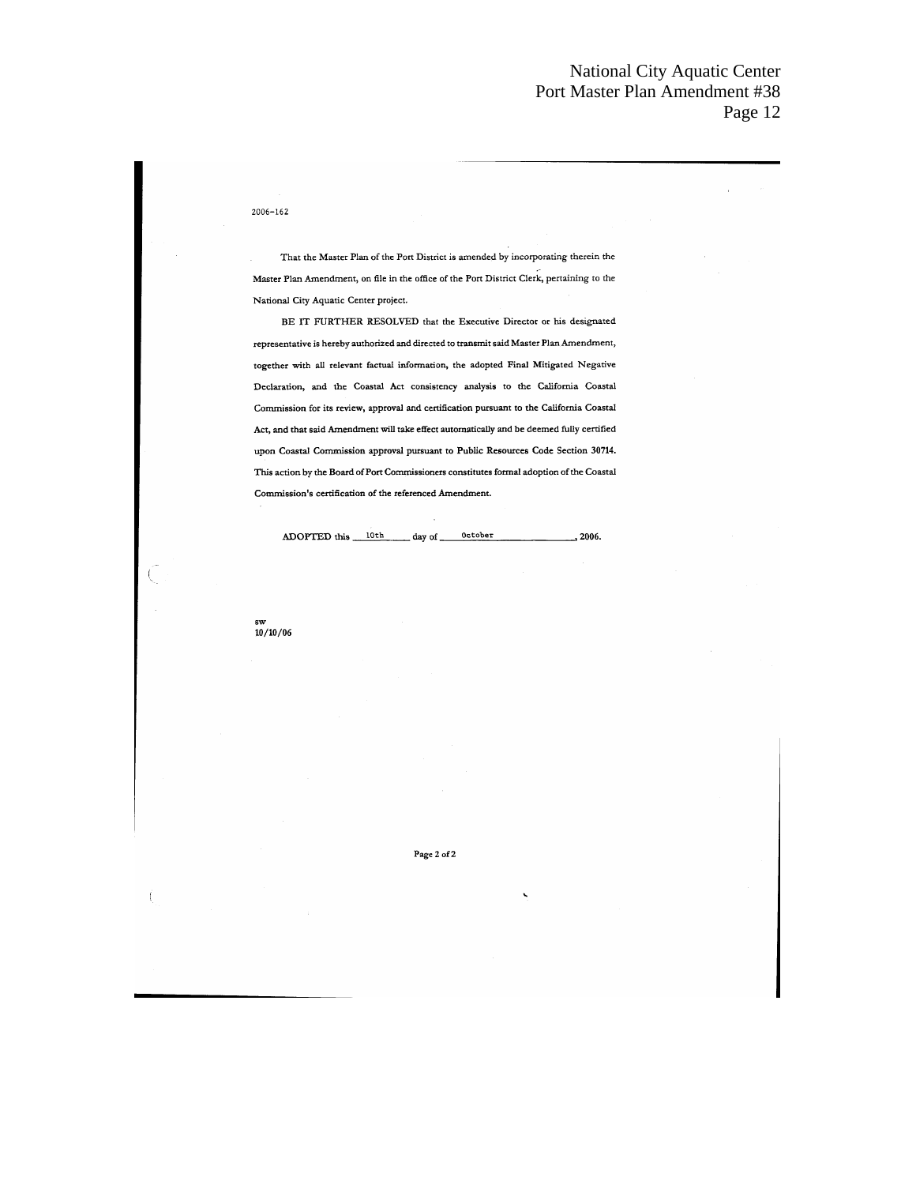2006-162

That the Master Plan of the Port District is amended by incorporating therein the Master Plan Amendment, on file in the office of the Port District Clerk, pertaining to the National City Aquatic Center project.

BE IT FURTHER RESOLVED that the Executive Director or his designated representative is hereby authorized and directed to transmit said Master Plan Amendment, together with all relevant factual information, the adopted Final Mitigated Negative Declaration, and the Coastal Act consistency analysis to the California Coastal Commission for its review, approval and certification pursuant to the California Coastal Act, and that said Amendment will take effect automatically and be deemed fully certified upon Coastal Commission approval pursuant to Public Resources Code Section 30714. This action by the Board of Port Commissioners constitutes formal adoption of the Coastal Commission's certification of the referenced Amendment.

ADOPTED this 10th day of October, 2006.

sw
10/10/06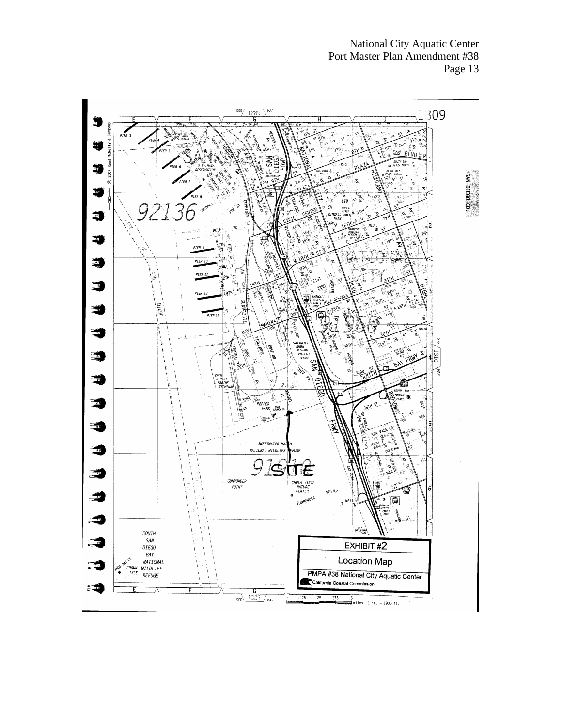EXHIBIT #2

Location Map

PMPA #38 National City Aquatic Center

California Coastal Commission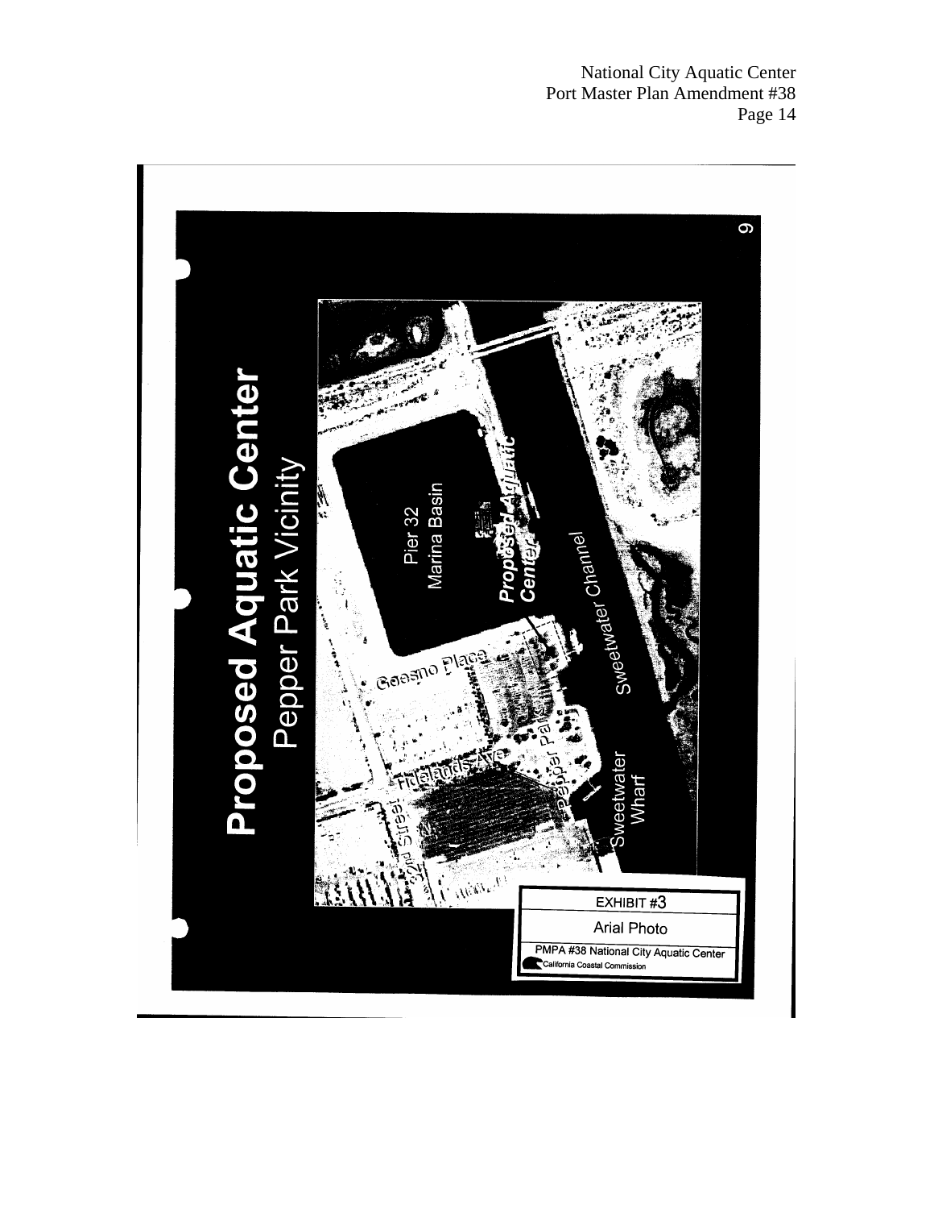# Proposed Aquatic Center

## Pepper Park Vicinity

Pier 32 Marina Basin

*Proposed Aquatic Center*

Sweetwater Channel

Goesno Place

Tidelands Ave

32nd Street

Pepper Park

Sweetwater Wharf

6

EXHIBIT #3

Arial Photo

PMPA #38 National City Aquatic Center

California Coastal Commission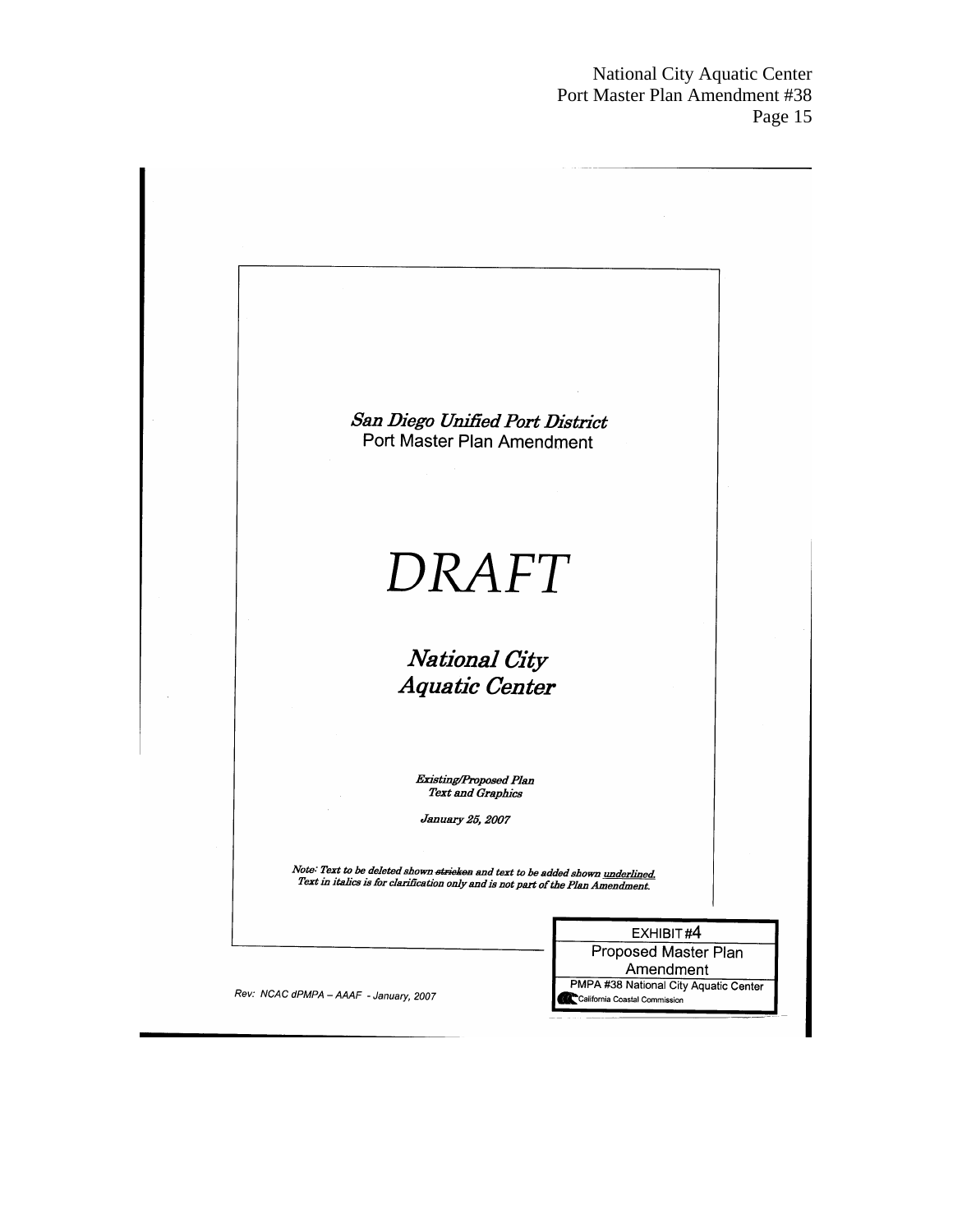***San Diego Unified Port District***

Port Master Plan Amendment

# *DRAFT*

## ***National City Aquatic Center***

***Existing/Proposed Plan Text and Graphics***

***January 25, 2007***

***Note: Text to be deleted shown ~~stricken~~ and text to be added shown <u>underlined</u>. Text in italics is for clarification only and is not part of the Plan Amendment.***

*Rev: NCAC dPMPA – AAAF - January, 2007*

EXHIBIT #4

Proposed Master Plan Amendment

PMPA #38 National City Aquatic Center

California Coastal Commission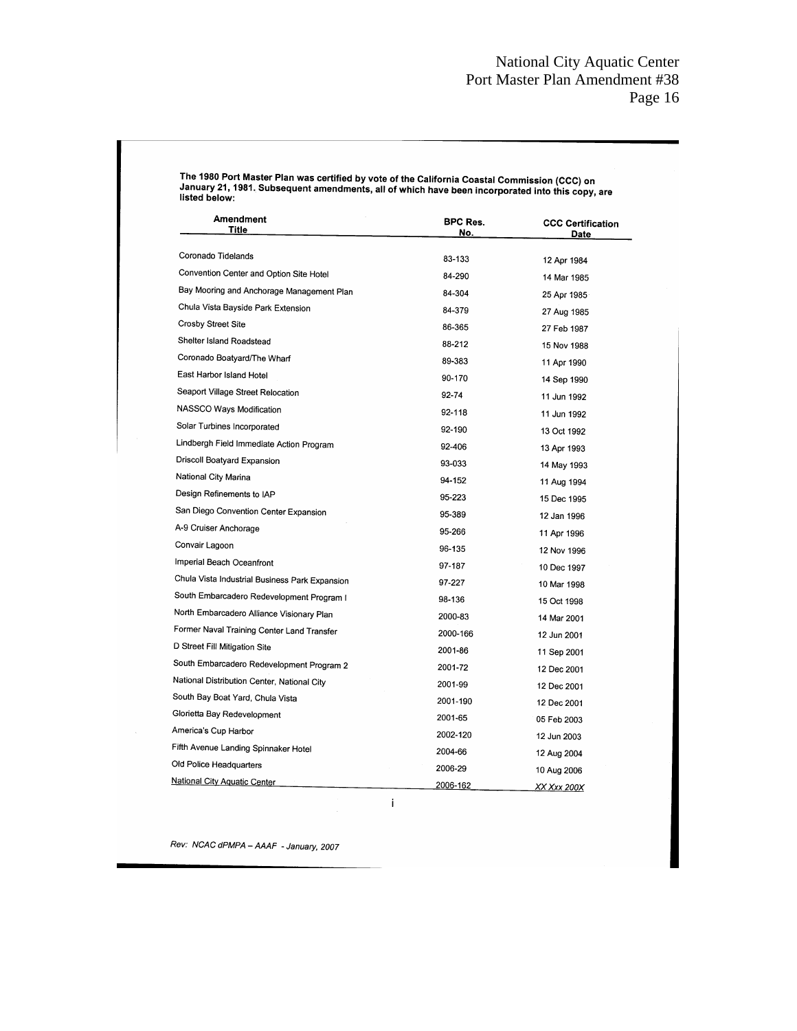**The 1980 Port Master Plan was certified by vote of the California Coastal Commission (CCC) on January 21, 1981. Subsequent amendments, all of which have been incorporated into this copy, are listed below:**

| Amendment Title | BPC Res. No. | CCC Certification Date |
|---|---|---|
| Coronado Tidelands | 83-133 | 12 Apr 1984 |
| Convention Center and Option Site Hotel | 84-290 | 14 Mar 1985 |
| Bay Mooring and Anchorage Management Plan | 84-304 | 25 Apr 1985 |
| Chula Vista Bayside Park Extension | 84-379 | 27 Aug 1985 |
| Crosby Street Site | 86-365 | 27 Feb 1987 |
| Shelter Island Roadstead | 88-212 | 15 Nov 1988 |
| Coronado Boatyard/The Wharf | 89-383 | 11 Apr 1990 |
| East Harbor Island Hotel | 90-170 | 14 Sep 1990 |
| Seaport Village Street Relocation | 92-74 | 11 Jun 1992 |
| NASSCO Ways Modification | 92-118 | 11 Jun 1992 |
| Solar Turbines Incorporated | 92-190 | 13 Oct 1992 |
| Lindbergh Field Immediate Action Program | 92-406 | 13 Apr 1993 |
| Driscoll Boatyard Expansion | 93-033 | 14 May 1993 |
| National City Marina | 94-152 | 11 Aug 1994 |
| Design Refinements to IAP | 95-223 | 15 Dec 1995 |
| San Diego Convention Center Expansion | 95-389 | 12 Jan 1996 |
| A-9 Cruiser Anchorage | 95-266 | 11 Apr 1996 |
| Convair Lagoon | 96-135 | 12 Nov 1996 |
| Imperial Beach Oceanfront | 97-187 | 10 Dec 1997 |
| Chula Vista Industrial Business Park Expansion | 97-227 | 10 Mar 1998 |
| South Embarcadero Redevelopment Program I | 98-136 | 15 Oct 1998 |
| North Embarcadero Alliance Visionary Plan | 2000-83 | 14 Mar 2001 |
| Former Naval Training Center Land Transfer | 2000-166 | 12 Jun 2001 |
| D Street Fill Mitigation Site | 2001-86 | 11 Sep 2001 |
| South Embarcadero Redevelopment Program 2 | 2001-72 | 12 Dec 2001 |
| National Distribution Center, National City | 2001-99 | 12 Dec 2001 |
| South Bay Boat Yard, Chula Vista | 2001-190 | 12 Dec 2001 |
| Glorietta Bay Redevelopment | 2001-65 | 05 Feb 2003 |
| America's Cup Harbor | 2002-120 | 12 Jun 2003 |
| Fifth Avenue Landing Spinnaker Hotel | 2004-66 | 12 Aug 2004 |
| Old Police Headquarters | 2006-29 | 10 Aug 2006 |
| National City Aquatic Center | 2006-162 | *XX Xxx 200X* |

*Rev: NCAC dPMPA – AAAF - January, 2007*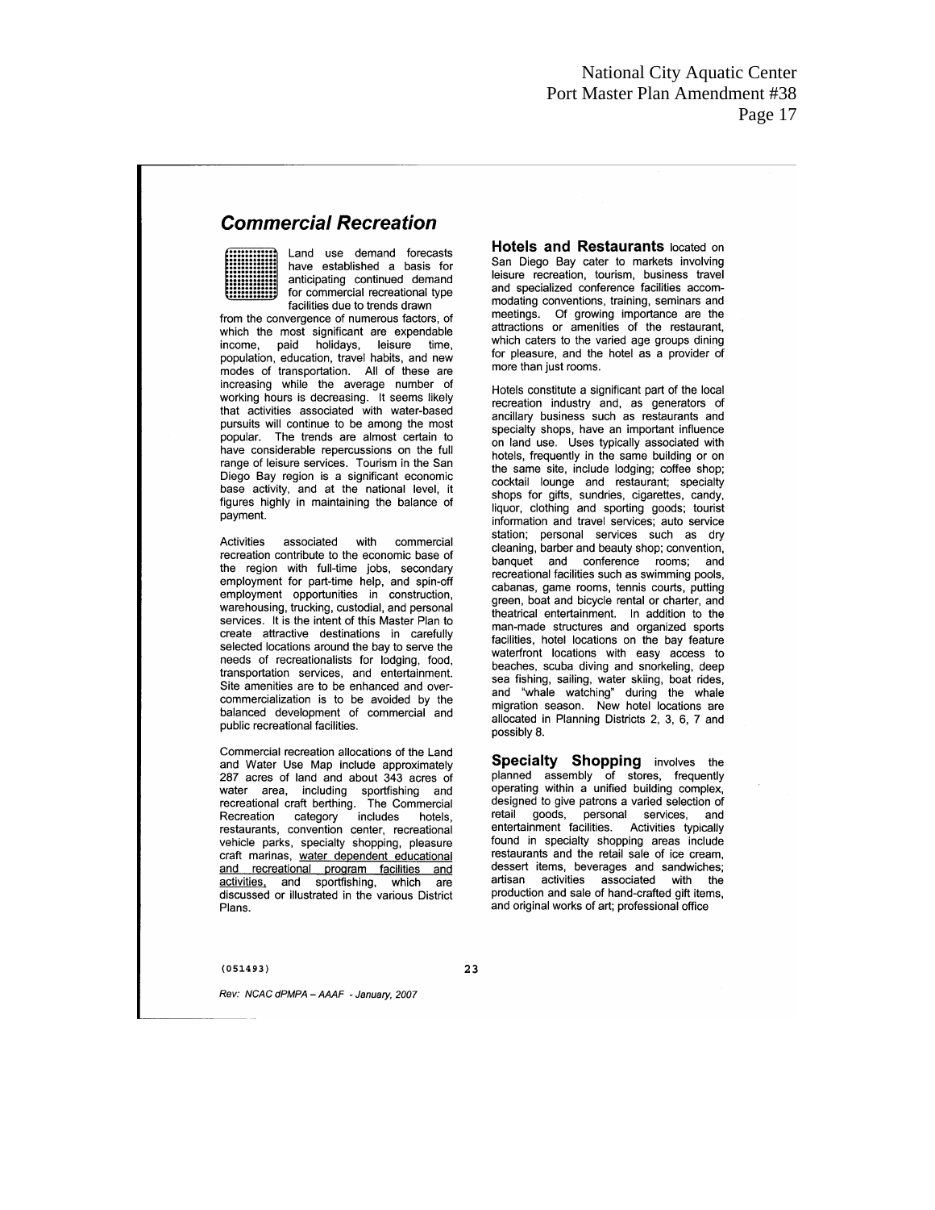## Commercial Recreation

Land use demand forecasts have established a basis for anticipating continued demand for commercial recreational type facilities due to trends drawn from the convergence of numerous factors, of which the most significant are expendable income, paid holidays, leisure time, population, education, travel habits, and new modes of transportation. All of these are increasing while the average number of working hours is decreasing. It seems likely that activities associated with water-based pursuits will continue to be among the most popular. The trends are almost certain to have considerable repercussions on the full range of leisure services. Tourism in the San Diego Bay region is a significant economic base activity, and at the national level, it figures highly in maintaining the balance of payment.

Activities associated with commercial recreation contribute to the economic base of the region with full-time jobs, secondary employment for part-time help, and spin-off employment opportunities in construction, warehousing, trucking, custodial, and personal services. It is the intent of this Master Plan to create attractive destinations in carefully selected locations around the bay to serve the needs of recreationalists for lodging, food, transportation services, and entertainment. Site amenities are to be enhanced and over-commercialization is to be avoided by the balanced development of commercial and public recreational facilities.

Commercial recreation allocations of the Land and Water Use Map include approximately 287 acres of land and about 343 acres of water area, including sportfishing and recreational craft berthing. The Commercial Recreation category includes hotels, restaurants, convention center, recreational vehicle parks, specialty shopping, pleasure craft marinas, <u>water dependent educational and recreational program facilities and activities,</u> and sportfishing, which are discussed or illustrated in the various District Plans.

**Hotels and Restaurants** located on San Diego Bay cater to markets involving leisure recreation, tourism, business travel and specialized conference facilities accommodating conventions, training, seminars and meetings. Of growing importance are the attractions or amenities of the restaurant, which caters to the varied age groups dining for pleasure, and the hotel as a provider of more than just rooms.

Hotels constitute a significant part of the local recreation industry and, as generators of ancillary business such as restaurants and specialty shops, have an important influence on land use. Uses typically associated with hotels, frequently in the same building or on the same site, include lodging; coffee shop; cocktail lounge and restaurant; specialty shops for gifts, sundries, cigarettes, candy, liquor, clothing and sporting goods; tourist information and travel services; auto service station; personal services such as dry cleaning, barber and beauty shop; convention, banquet and conference rooms; and recreational facilities such as swimming pools, cabanas, game rooms, tennis courts, putting green, boat and bicycle rental or charter, and theatrical entertainment. In addition to the man-made structures and organized sports facilities, hotel locations on the bay feature waterfront locations with easy access to beaches, scuba diving and snorkeling, deep sea fishing, sailing, water skiing, boat rides, and "whale watching" during the whale migration season. New hotel locations are allocated in Planning Districts 2, 3, 6, 7 and possibly 8.

**Specialty Shopping** involves the planned assembly of stores, frequently operating within a unified building complex, designed to give patrons a varied selection of retail goods, personal services, and entertainment facilities. Activities typically found in specialty shopping areas include restaurants and the retail sale of ice cream, dessert items, beverages and sandwiches; artisan activities associated with the production and sale of hand-crafted gift items, and original works of art; professional office

(051493)

*Rev: NCAC dPMPA – AAAF - January, 2007*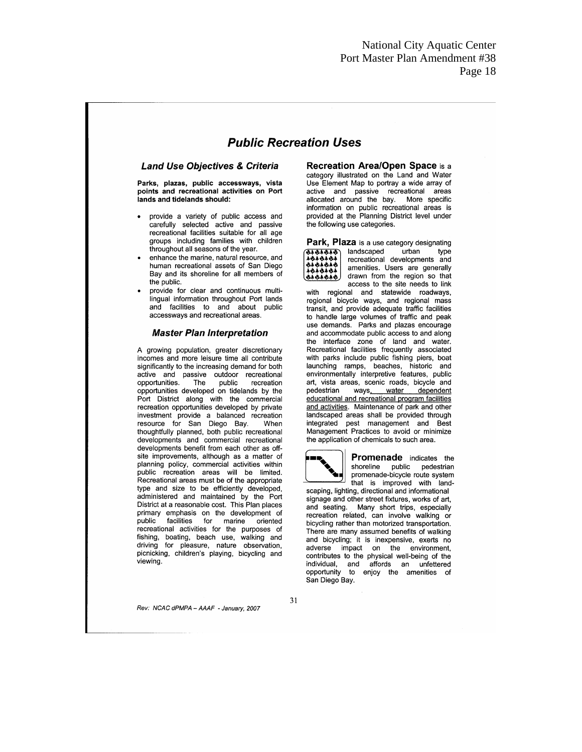## *Public Recreation Uses*

### *Land Use Objectives & Criteria*

**Parks, plazas, public accessways, vista points and recreational activities on Port lands and tidelands should:**

- provide a variety of public access and carefully selected active and passive recreational facilities suitable for all age groups including families with children throughout all seasons of the year.
- enhance the marine, natural resource, and human recreational assets of San Diego Bay and its shoreline for all members of the public.
- provide for clear and continuous multi-lingual information throughout Port lands and facilities to and about public accessways and recreational areas.

### *Master Plan Interpretation*

A growing population, greater discretionary incomes and more leisure time all contribute significantly to the increasing demand for both active and passive outdoor recreational opportunities. The public recreation opportunities developed on tidelands by the Port District along with the commercial recreation opportunities developed by private investment provide a balanced recreation resource for San Diego Bay. When thoughtfully planned, both public recreational developments and commercial recreational developments benefit from each other as off-site improvements, although as a matter of planning policy, commercial activities within public recreation areas will be limited. Recreational areas must be of the appropriate type and size to be efficiently developed, administered and maintained by the Port District at a reasonable cost. This Plan places primary emphasis on the development of public facilities for marine oriented recreational activities for the purposes of fishing, boating, beach use, walking and driving for pleasure, nature observation, picnicking, children's playing, bicycling and viewing.

**Recreation Area/Open Space** is a category illustrated on the Land and Water Use Element Map to portray a wide array of active and passive recreational areas allocated around the bay. More specific information on public recreational areas is provided at the Planning District level under the following use categories.

**Park, Plaza** is a use category designating landscaped urban type recreational developments and amenities. Users are generally drawn from the region so that access to the site needs to link with regional and statewide roadways, regional bicycle ways, and regional mass transit, and provide adequate traffic facilities to handle large volumes of traffic and peak use demands. Parks and plazas encourage and accommodate public access to and along the interface zone of land and water. Recreational facilities frequently associated with parks include public fishing piers, boat launching ramps, beaches, historic and environmentally interpretive features, public art, vista areas, scenic roads, bicycle and pedestrian ways, water dependent educational and recreational program facilities and activities. Maintenance of park and other landscaped areas shall be provided through integrated pest management and Best Management Practices to avoid or minimize the application of chemicals to such area.

**Promenade** indicates the shoreline public pedestrian promenade-bicycle route system that is improved with landscaping, lighting, directional and informational signage and other street fixtures, works of art, and seating. Many short trips, especially recreation related, can involve walking or bicycling rather than motorized transportation. There are many assumed benefits of walking and bicycling; it is inexpensive, exerts no adverse impact on the environment, contributes to the physical well-being of the individual, and affords an unfettered opportunity to enjoy the amenities of San Diego Bay.

*Rev: NCAC dPMPA – AAAF - January, 2007*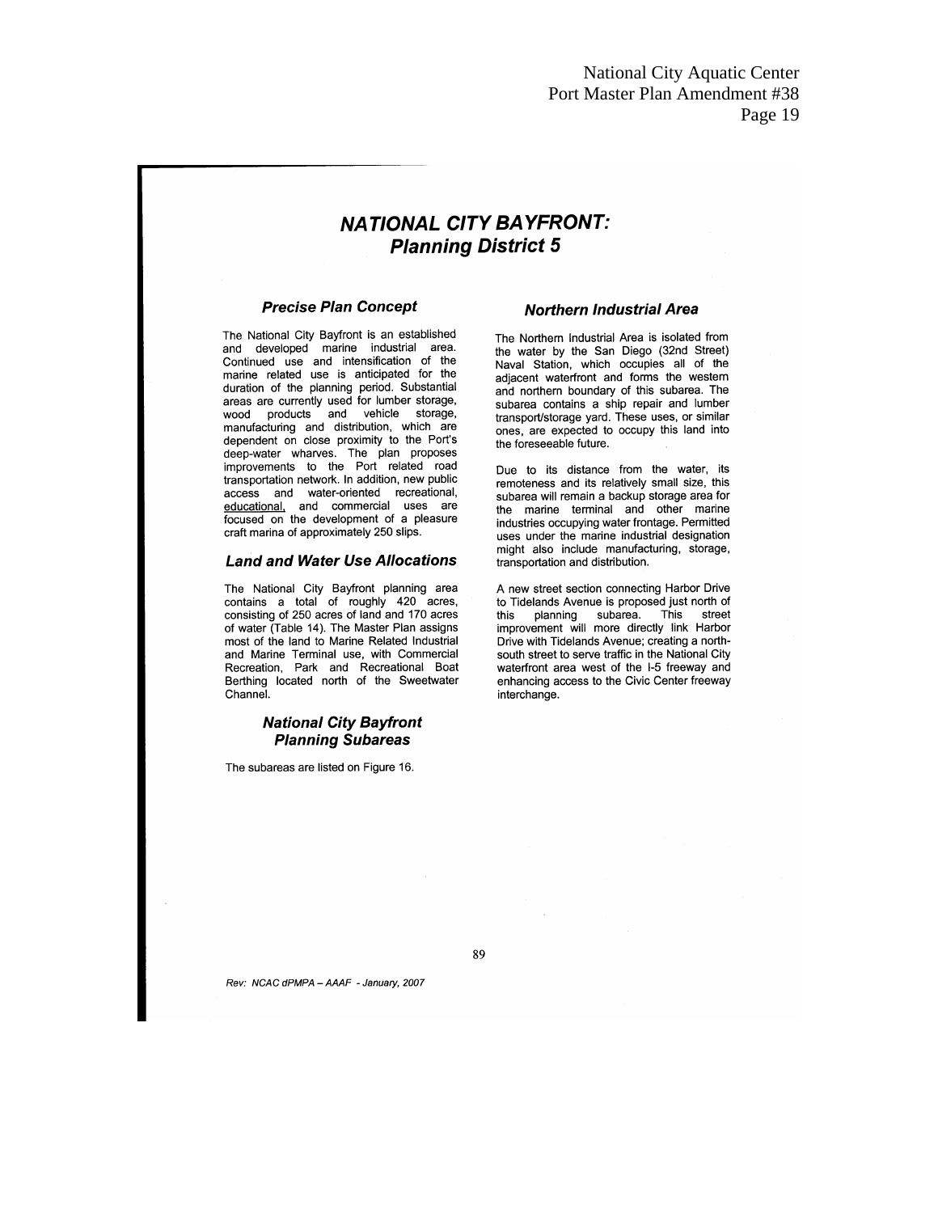# NATIONAL CITY BAYFRONT: Planning District 5

### Precise Plan Concept

The National City Bayfront is an established and developed marine industrial area. Continued use and intensification of the marine related use is anticipated for the duration of the planning period. Substantial areas are currently used for lumber storage, wood products and vehicle storage, manufacturing and distribution, which are dependent on close proximity to the Port's deep-water wharves. The plan proposes improvements to the Port related road transportation network. In addition, new public access and water-oriented recreational, educational, and commercial uses are focused on the development of a pleasure craft marina of approximately 250 slips.

### Land and Water Use Allocations

The National City Bayfront planning area contains a total of roughly 420 acres, consisting of 250 acres of land and 170 acres of water (Table 14). The Master Plan assigns most of the land to Marine Related Industrial and Marine Terminal use, with Commercial Recreation, Park and Recreational Boat Berthing located north of the Sweetwater Channel.

### National City Bayfront Planning Subareas

The subareas are listed on Figure 16.

### Northern Industrial Area

The Northern Industrial Area is isolated from the water by the San Diego (32nd Street) Naval Station, which occupies all of the adjacent waterfront and forms the western and northern boundary of this subarea. The subarea contains a ship repair and lumber transport/storage yard. These uses, or similar ones, are expected to occupy this land into the foreseeable future.

Due to its distance from the water, its remoteness and its relatively small size, this subarea will remain a backup storage area for the marine terminal and other marine industries occupying water frontage. Permitted uses under the marine industrial designation might also include manufacturing, storage, transportation and distribution.

A new street section connecting Harbor Drive to Tidelands Avenue is proposed just north of this planning subarea. This street improvement will more directly link Harbor Drive with Tidelands Avenue; creating a north-south street to serve traffic in the National City waterfront area west of the I-5 freeway and enhancing access to the Civic Center freeway interchange.

*Rev: NCAC dPMPA – AAAF - January, 2007*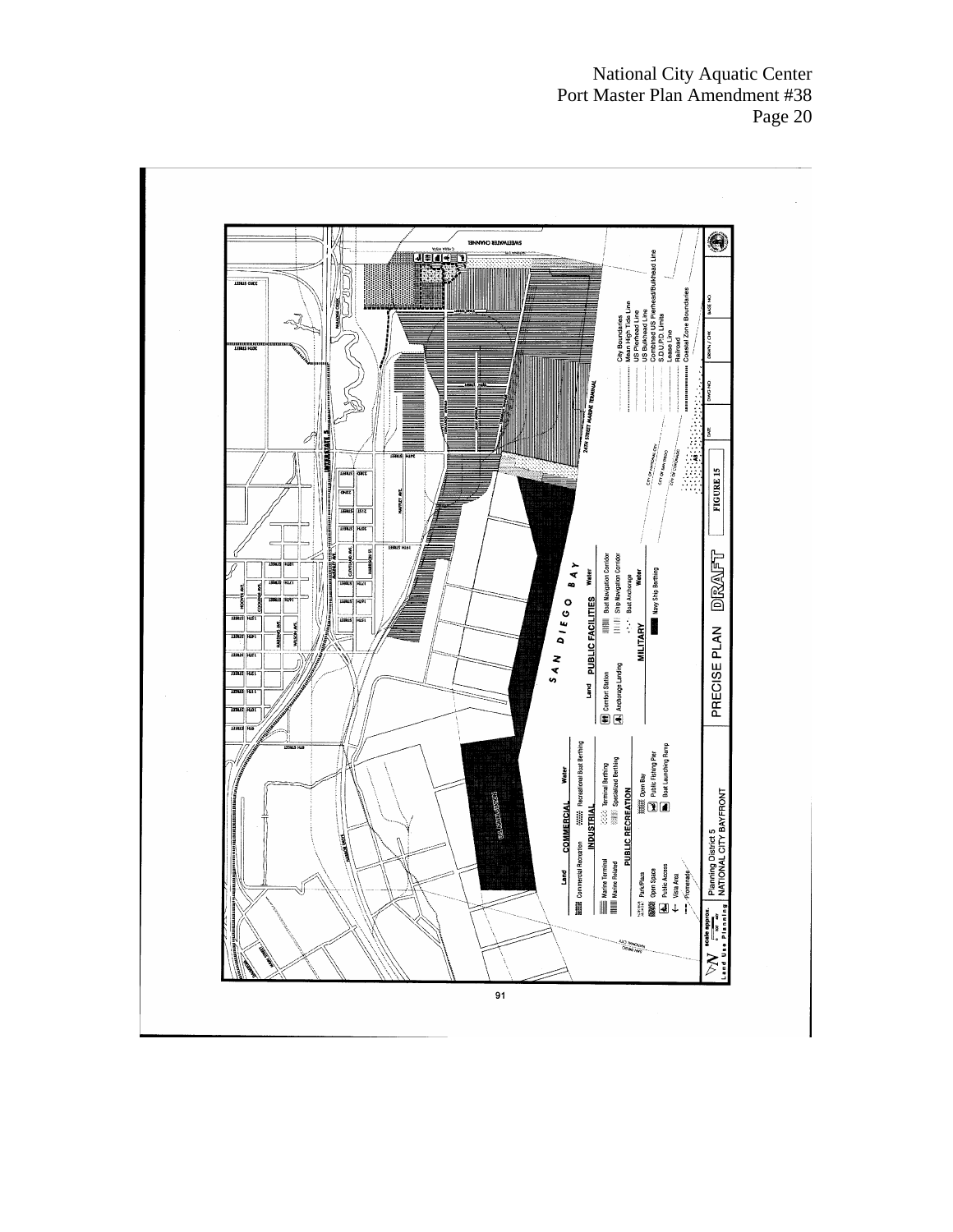Planning District 5
NATIONAL CITY BAYFRONT

PRECISE PLAN

DRAFT

FIGURE 15

Land Use Planning

scale approx.

**COMMERCIAL**

Land — Water

Commercial Recreation — Recreational Boat Berthing

**INDUSTRIAL**

Marine Terminal — Terminal Berthing

Marine Related — Specialized Berthing

**PUBLIC RECREATION**

Park/Plaza — Open Bay

Open Space — Public Fishing Pier

Public Access — Boat Launching Ramp

Vista Area

Promenade

**PUBLIC FACILITIES**

Land — Water

Comfort Station — Boat Navigation Corridor

Anchorage Landing — Ship Navigation Corridor

Boat Anchorage

**MILITARY**

Water

Navy Ship Berthing

City Boundaries
Mean High Tide Line
US Pierhead Line
US Bulkhead Line
Combined US Pierhead/Bulkhead Line
S.D.U.P.D. Limits
Lease Line
Railroad
Coastal Zone Boundaries

SAN DIEGO BAY

24TH STREET MARINE TERMINAL

SWEETWATER CHANNEL

INTERSTATE 5

91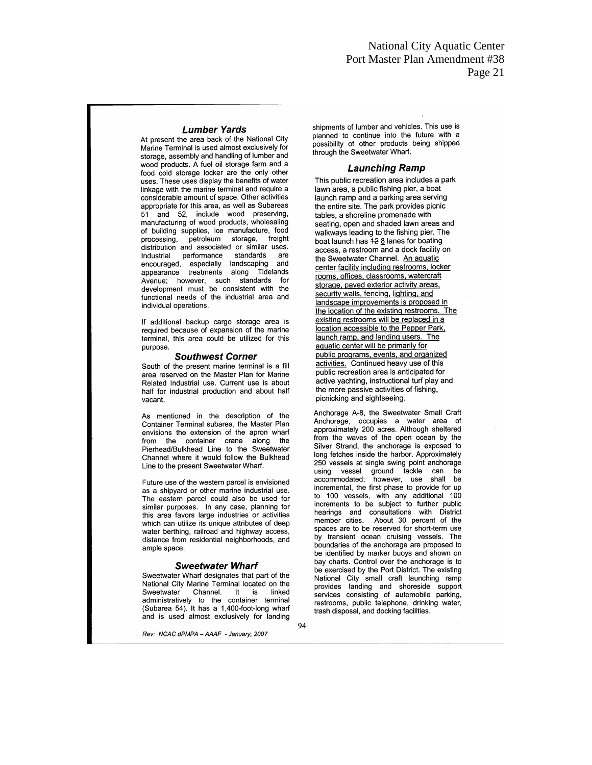### Lumber Yards

At present the area back of the National City Marine Terminal is used almost exclusively for storage, assembly and handling of lumber and wood products. A fuel oil storage farm and a food cold storage locker are the only other uses. These uses display the benefits of water linkage with the marine terminal and require a considerable amount of space. Other activities appropriate for this area, as well as Subareas 51 and 52, include wood preserving, manufacturing of wood products, wholesaling of building supplies, ice manufacture, food processing, petroleum storage, freight distribution and associated or similar uses. Industrial performance standards are encouraged, especially landscaping and appearance treatments along Tidelands Avenue; however, such standards for development must be consistent with the functional needs of the industrial area and individual operations.

If additional backup cargo storage area is required because of expansion of the marine terminal, this area could be utilized for this purpose.

### Southwest Corner

South of the present marine terminal is a fill area reserved on the Master Plan for Marine Related Industrial use. Current use is about half for industrial production and about half vacant.

As mentioned in the description of the Container Terminal subarea, the Master Plan envisions the extension of the apron wharf from the container crane along the Pierhead/Bulkhead Line to the Sweetwater Channel where it would follow the Bulkhead Line to the present Sweetwater Wharf.

Future use of the western parcel is envisioned as a shipyard or other marine industrial use. The eastern parcel could also be used for similar purposes. In any case, planning for this area favors large industries or activities which can utilize its unique attributes of deep water berthing, railroad and highway access, distance from residential neighborhoods, and ample space.

### Sweetwater Wharf

Sweetwater Wharf designates that part of the National City Marine Terminal located on the Sweetwater Channel. It is linked administratively to the container terminal (Subarea 54). It has a 1,400-foot-long wharf and is used almost exclusively for landing shipments of lumber and vehicles. This use is planned to continue into the future with a possibility of other products being shipped through the Sweetwater Wharf.

### Launching Ramp

This public recreation area includes a park lawn area, a public fishing pier, a boat launch ramp and a parking area serving the entire site. The park provides picnic tables, a shoreline promenade with seating, open and shaded lawn areas and walkways leading to the fishing pier. The boat launch has ~~12~~ 8 lanes for boating access, a restroom and a dock facility on the Sweetwater Channel. An aquatic center facility including restrooms, locker rooms, offices, classrooms, watercraft storage, paved exterior activity areas, security walls, fencing, lighting, and landscape improvements is proposed in the location of the existing restrooms. The existing restrooms will be replaced in a location accessible to the Pepper Park, launch ramp, and landing users. The aquatic center will be primarily for public programs, events, and organized activities. Continued heavy use of this public recreation area is anticipated for active yachting, instructional turf play and the more passive activities of fishing, picnicking and sightseeing.

Anchorage A-8, the Sweetwater Small Craft Anchorage, occupies a water area of approximately 200 acres. Although sheltered from the waves of the open ocean by the Silver Strand, the anchorage is exposed to long fetches inside the harbor. Approximately 250 vessels at single swing point anchorage using vessel ground tackle can be accommodated; however, use shall be incremental, the first phase to provide for up to 100 vessels, with any additional 100 increments to be subject to further public hearings and consultations with District member cities. About 30 percent of the spaces are to be reserved for short-term use by transient ocean cruising vessels. The boundaries of the anchorage are proposed to be identified by marker buoys and shown on bay charts. Control over the anchorage is to be exercised by the Port District. The existing National City small craft launching ramp provides landing and shoreside support services consisting of automobile parking, restrooms, public telephone, drinking water, trash disposal, and docking facilities.

Rev: NCAC dPMPA – AAAF - January, 2007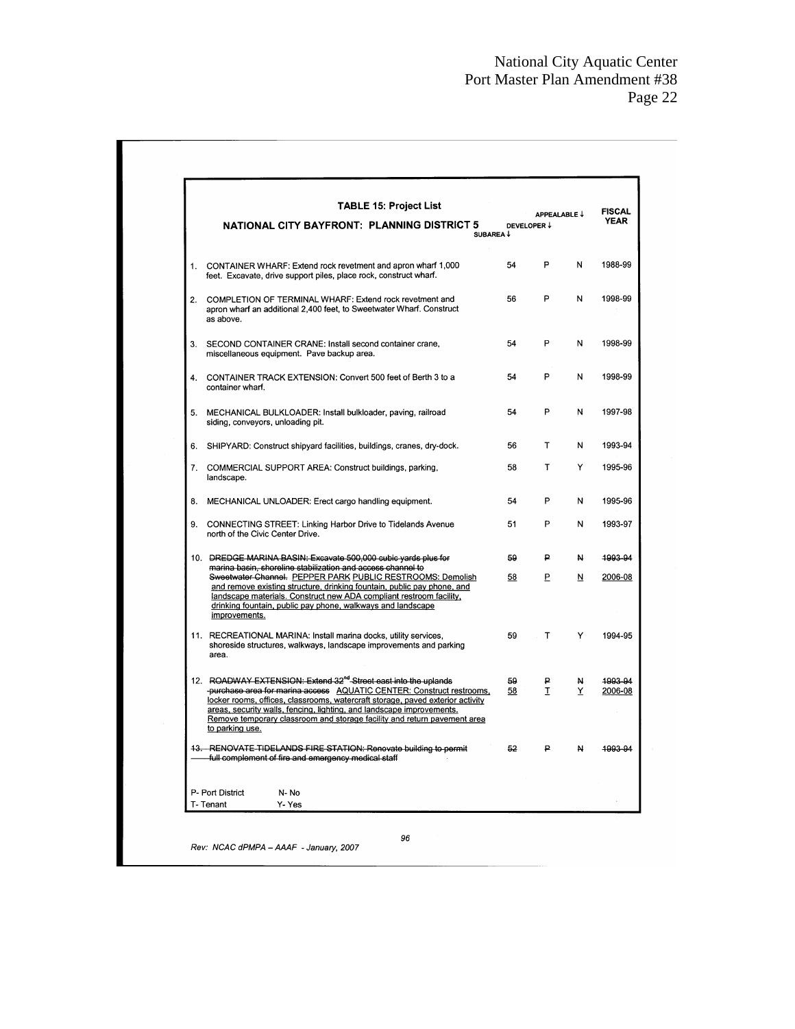## TABLE 15: Project List

### NATIONAL CITY BAYFRONT: PLANNING DISTRICT 5

| | SUBAREA | DEVELOPER | APPEALABLE | FISCAL YEAR |
|---|---|---|---|---|
| 1. CONTAINER WHARF: Extend rock revetment and apron wharf 1,000 feet. Excavate, drive support piles, place rock, construct wharf. | 54 | P | N | 1988-99 |
| 2. COMPLETION OF TERMINAL WHARF: Extend rock revetment and apron wharf an additional 2,400 feet, to Sweetwater Wharf. Construct as above. | 56 | P | N | 1998-99 |
| 3. SECOND CONTAINER CRANE: Install second container crane, miscellaneous equipment. Pave backup area. | 54 | P | N | 1998-99 |
| 4. CONTAINER TRACK EXTENSION: Convert 500 feet of Berth 3 to a container wharf. | 54 | P | N | 1998-99 |
| 5. MECHANICAL BULKLOADER: Install bulkloader, paving, railroad siding, conveyors, unloading pit. | 54 | P | N | 1997-98 |
| 6. SHIPYARD: Construct shipyard facilities, buildings, cranes, dry-dock. | 56 | T | N | 1993-94 |
| 7. COMMERCIAL SUPPORT AREA: Construct buildings, parking, landscape. | 58 | T | Y | 1995-96 |
| 8. MECHANICAL UNLOADER: Erect cargo handling equipment. | 54 | P | N | 1995-96 |
| 9. CONNECTING STREET: Linking Harbor Drive to Tidelands Avenue north of the Civic Center Drive. | 51 | P | N | 1993-97 |
| 10. ~~DREDGE MARINA BASIN: Excavate 500,000 cubic yards plus for marina basin, shoreline stabilization and access channel to Sweetwater Channel.~~ <u>PEPPER PARK PUBLIC RESTROOMS: Demolish and remove existing structure, drinking fountain, public pay phone, and landscape materials. Construct new ADA compliant restroom facility, drinking fountain, public pay phone, walkways and landscape improvements.</u> | ~~59~~ <u>58</u> | ~~P~~ <u>P</u> | ~~N~~ <u>N</u> | ~~1993-94~~ <u>2006-08</u> |
| 11. RECREATIONAL MARINA: Install marina docks, utility services, shoreside structures, walkways, landscape improvements and parking area. | 59 | T | Y | 1994-95 |
| 12. ~~ROADWAY EXTENSION: Extend 32nd Street east into the uplands purchase area for marina access~~ <u>AQUATIC CENTER: Construct restrooms, locker rooms, offices, classrooms, watercraft storage, paved exterior activity areas, security walls, fencing, lighting, and landscape improvements. Remove temporary classroom and storage facility and return pavement area to parking use.</u> | ~~59~~ <u>58</u> | ~~P~~ <u>T</u> | ~~N~~ <u>Y</u> | ~~1993-94~~ <u>2006-08</u> |
| ~~13. RENOVATE TIDELANDS FIRE STATION: Renovate building to permit full complement of fire and emergency medical staff~~ | ~~52~~ | ~~P~~ | ~~N~~ | ~~1993-94~~ |

P- Port District N- No
T- Tenant Y- Yes

96

*Rev: NCAC dPMPA – AAAF - January, 2007*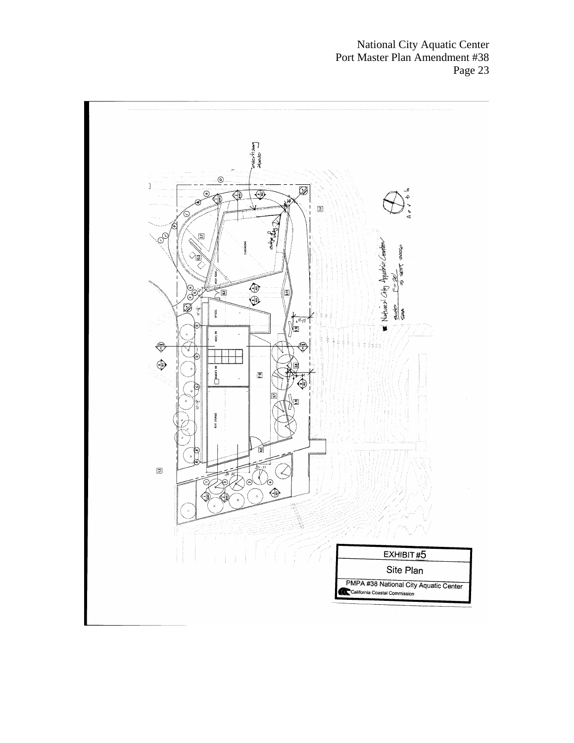EXHIBIT #5

Site Plan

PMPA #38 National City Aquatic Center

California Coastal Commission